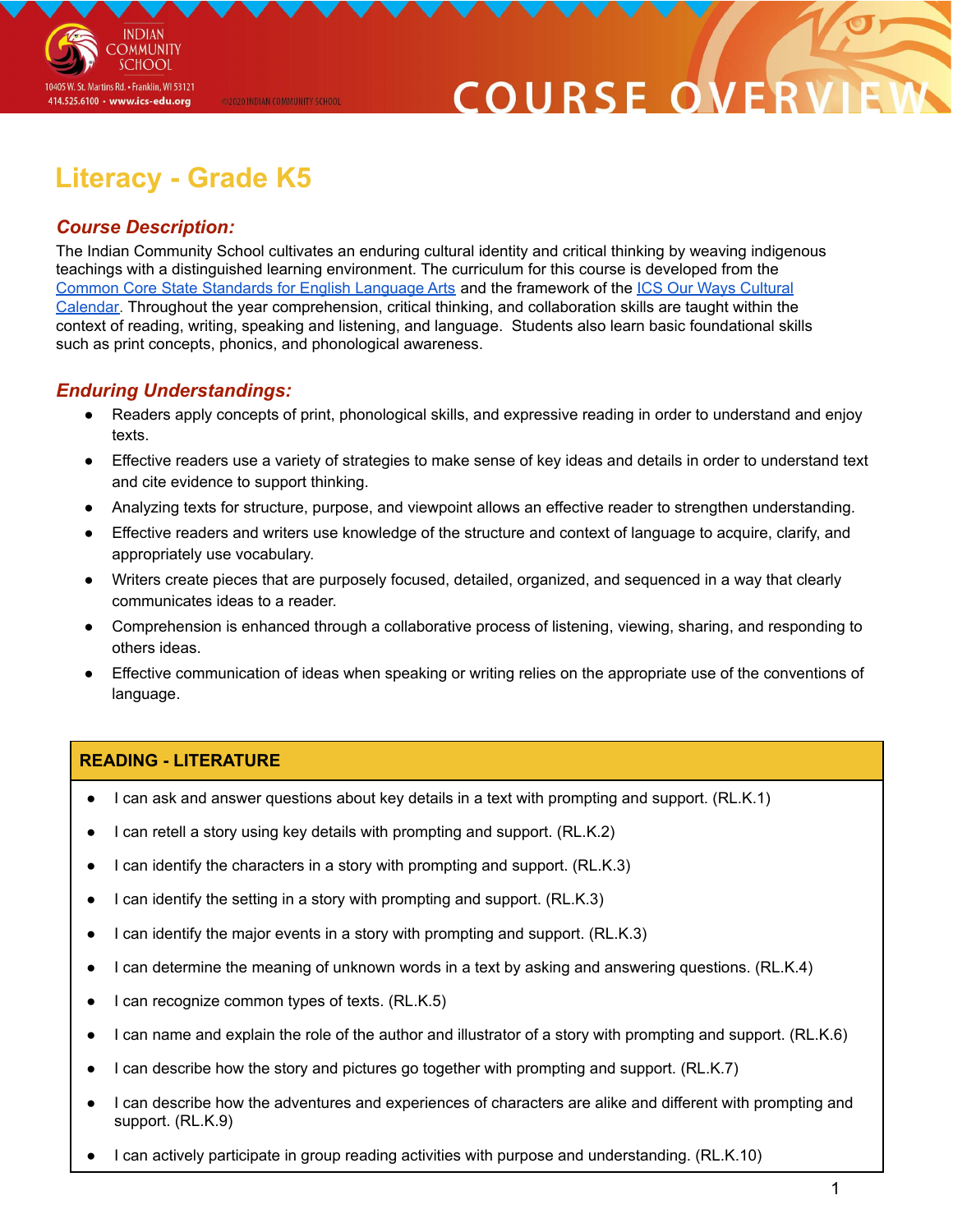# Literacy - Grade K5

## *Course Description:*

The Indian Community School cultivates an enduring cultural identity and critical thinking by weaving indigenous teachings with a distinguished learning environment. The curriculum for this course is developed from the Common Core State Standards for English Language Arts and the framework of the ICS Our Ways Cultural Calendar. Throughout the year comprehension, critical thinking, and collaboration skills are taught within the context of reading, writing, speaking and listening, and language. Students also learn basic foundational skills such as print concepts, phonics, and phonological awareness.

## *Enduring Understandings:*

- Readers apply concepts of print, phonological skills, and expressive reading in order to understand and enjoy texts.
- Effective readers use a variety of strategies to make sense of key ideas and details in order to understand text and cite evidence to support thinking.
- Analyzing texts for structure, purpose, and viewpoint allows an effective reader to strengthen understanding.
- Effective readers and writers use knowledge of the structure and context of language to acquire, clarify, and appropriately use vocabulary.
- Writers create pieces that are purposely focused, detailed, organized, and sequenced in a way that clearly communicates ideas to a reader.
- Comprehension is enhanced through a collaborative process of listening, viewing, sharing, and responding to others ideas.
- Effective communication of ideas when speaking or writing relies on the appropriate use of the conventions of language.

| READING - LITERATURE |
|---|
| • I can ask and answer questions about key details in a text with prompting and support. (RL.K.1) |
| • I can retell a story using key details with prompting and support. (RL.K.2) |
| • I can identify the characters in a story with prompting and support. (RL.K.3) |
| • I can identify the setting in a story with prompting and support. (RL.K.3) |
| • I can identify the major events in a story with prompting and support. (RL.K.3) |
| • I can determine the meaning of unknown words in a text by asking and answering questions. (RL.K.4) |
| • I can recognize common types of texts. (RL.K.5) |
| • I can name and explain the role of the author and illustrator of a story with prompting and support. (RL.K.6) |
| • I can describe how the story and pictures go together with prompting and support. (RL.K.7) |
| • I can describe how the adventures and experiences of characters are alike and different with prompting and support. (RL.K.9) |
| • I can actively participate in group reading activities with purpose and understanding. (RL.K.10) |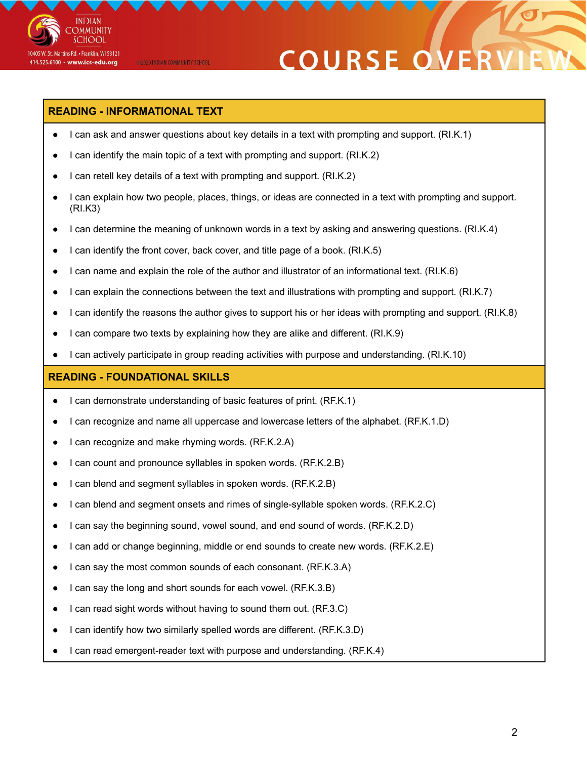## READING - INFORMATIONAL TEXT

- I can ask and answer questions about key details in a text with prompting and support. (RI.K.1)
- I can identify the main topic of a text with prompting and support. (RI.K.2)
- I can retell key details of a text with prompting and support. (RI.K.2)
- I can explain how two people, places, things, or ideas are connected in a text with prompting and support. (RI.K3)
- I can determine the meaning of unknown words in a text by asking and answering questions. (RI.K.4)
- I can identify the front cover, back cover, and title page of a book. (RI.K.5)
- I can name and explain the role of the author and illustrator of an informational text. (RI.K.6)
- I can explain the connections between the text and illustrations with prompting and support. (RI.K.7)
- I can identify the reasons the author gives to support his or her ideas with prompting and support. (RI.K.8)
- I can compare two texts by explaining how they are alike and different. (RI.K.9)
- I can actively participate in group reading activities with purpose and understanding. (RI.K.10)

## READING - FOUNDATIONAL SKILLS

- I can demonstrate understanding of basic features of print. (RF.K.1)
- I can recognize and name all uppercase and lowercase letters of the alphabet. (RF.K.1.D)
- I can recognize and make rhyming words. (RF.K.2.A)
- I can count and pronounce syllables in spoken words. (RF.K.2.B)
- I can blend and segment syllables in spoken words. (RF.K.2.B)
- I can blend and segment onsets and rimes of single-syllable spoken words. (RF.K.2.C)
- I can say the beginning sound, vowel sound, and end sound of words. (RF.K.2.D)
- I can add or change beginning, middle or end sounds to create new words. (RF.K.2.E)
- I can say the most common sounds of each consonant. (RF.K.3.A)
- I can say the long and short sounds for each vowel. (RF.K.3.B)
- I can read sight words without having to sound them out. (RF.3.C)
- I can identify how two similarly spelled words are different. (RF.K.3.D)
- I can read emergent-reader text with purpose and understanding. (RF.K.4)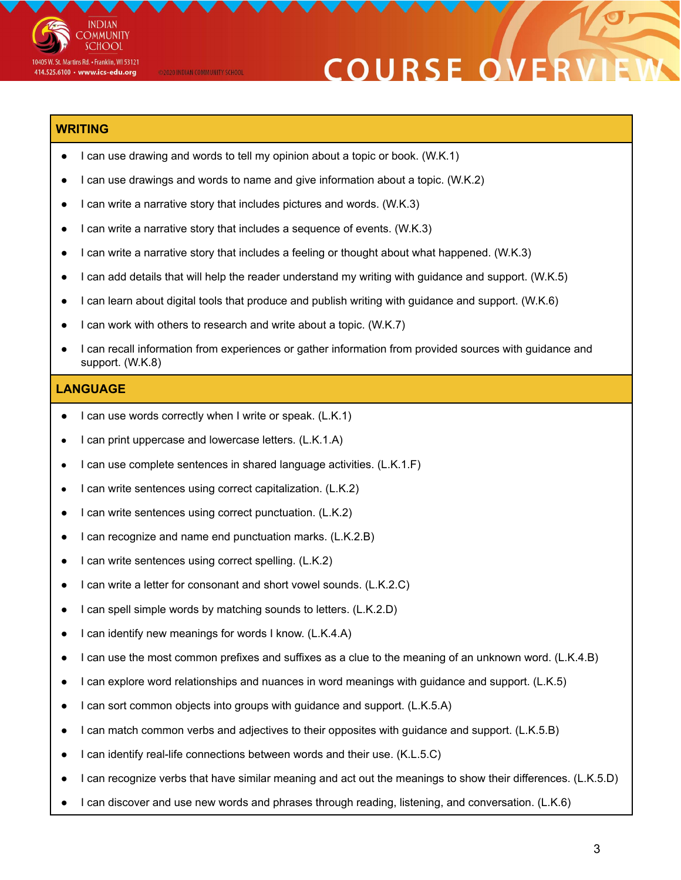## WRITING

- I can use drawing and words to tell my opinion about a topic or book. (W.K.1)
- I can use drawings and words to name and give information about a topic. (W.K.2)
- I can write a narrative story that includes pictures and words. (W.K.3)
- I can write a narrative story that includes a sequence of events. (W.K.3)
- I can write a narrative story that includes a feeling or thought about what happened. (W.K.3)
- I can add details that will help the reader understand my writing with guidance and support. (W.K.5)
- I can learn about digital tools that produce and publish writing with guidance and support. (W.K.6)
- I can work with others to research and write about a topic. (W.K.7)
- I can recall information from experiences or gather information from provided sources with guidance and support. (W.K.8)

## LANGUAGE

- I can use words correctly when I write or speak. (L.K.1)
- I can print uppercase and lowercase letters. (L.K.1.A)
- I can use complete sentences in shared language activities. (L.K.1.F)
- I can write sentences using correct capitalization. (L.K.2)
- I can write sentences using correct punctuation. (L.K.2)
- I can recognize and name end punctuation marks. (L.K.2.B)
- I can write sentences using correct spelling. (L.K.2)
- I can write a letter for consonant and short vowel sounds. (L.K.2.C)
- I can spell simple words by matching sounds to letters. (L.K.2.D)
- I can identify new meanings for words I know. (L.K.4.A)
- I can use the most common prefixes and suffixes as a clue to the meaning of an unknown word. (L.K.4.B)
- I can explore word relationships and nuances in word meanings with guidance and support. (L.K.5)
- I can sort common objects into groups with guidance and support. (L.K.5.A)
- I can match common verbs and adjectives to their opposites with guidance and support. (L.K.5.B)
- I can identify real-life connections between words and their use. (K.L.5.C)
- I can recognize verbs that have similar meaning and act out the meanings to show their differences. (L.K.5.D)
- I can discover and use new words and phrases through reading, listening, and conversation. (L.K.6)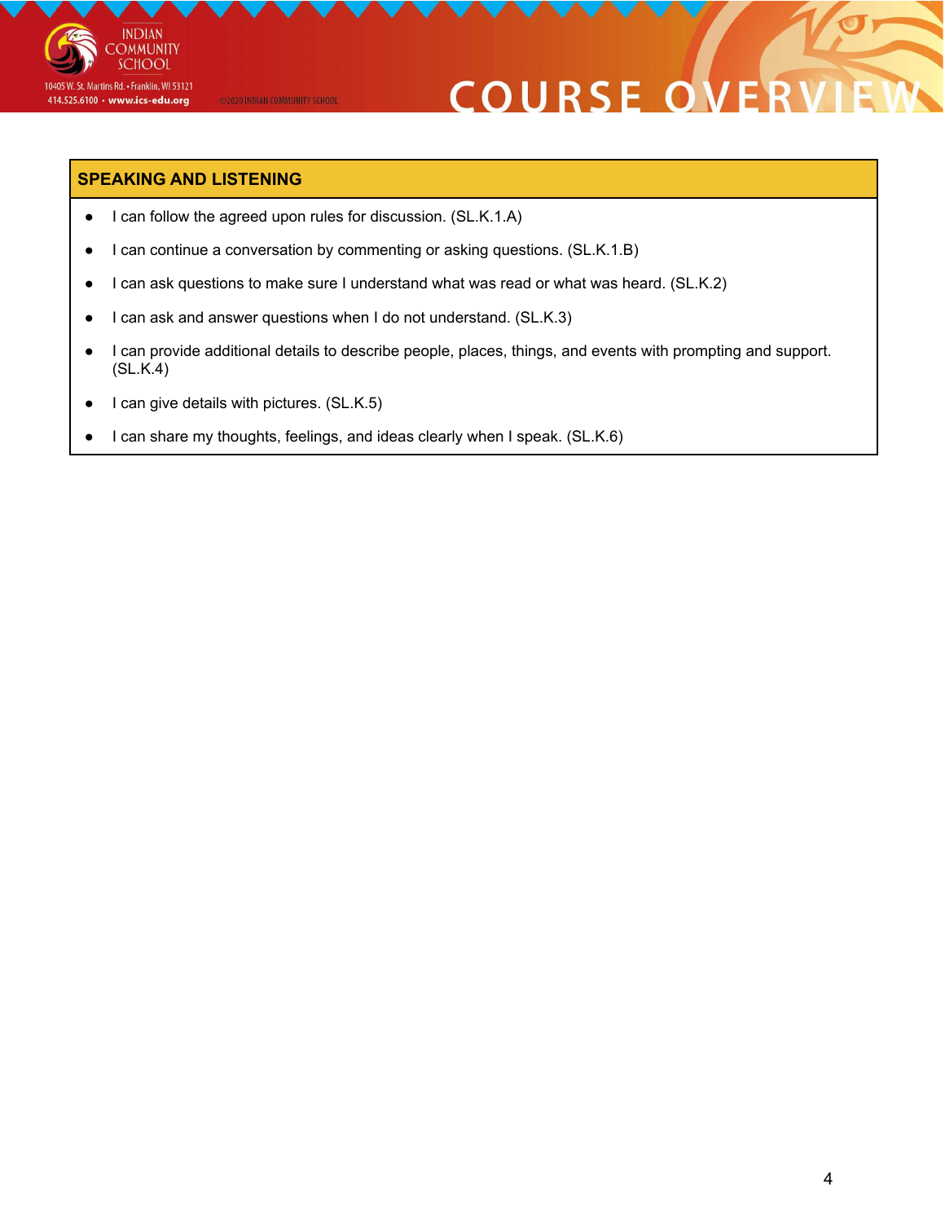## SPEAKING AND LISTENING

- I can follow the agreed upon rules for discussion. (SL.K.1.A)
- I can continue a conversation by commenting or asking questions. (SL.K.1.B)
- I can ask questions to make sure I understand what was read or what was heard. (SL.K.2)
- I can ask and answer questions when I do not understand. (SL.K.3)
- I can provide additional details to describe people, places, things, and events with prompting and support. (SL.K.4)
- I can give details with pictures. (SL.K.5)
- I can share my thoughts, feelings, and ideas clearly when I speak. (SL.K.6)